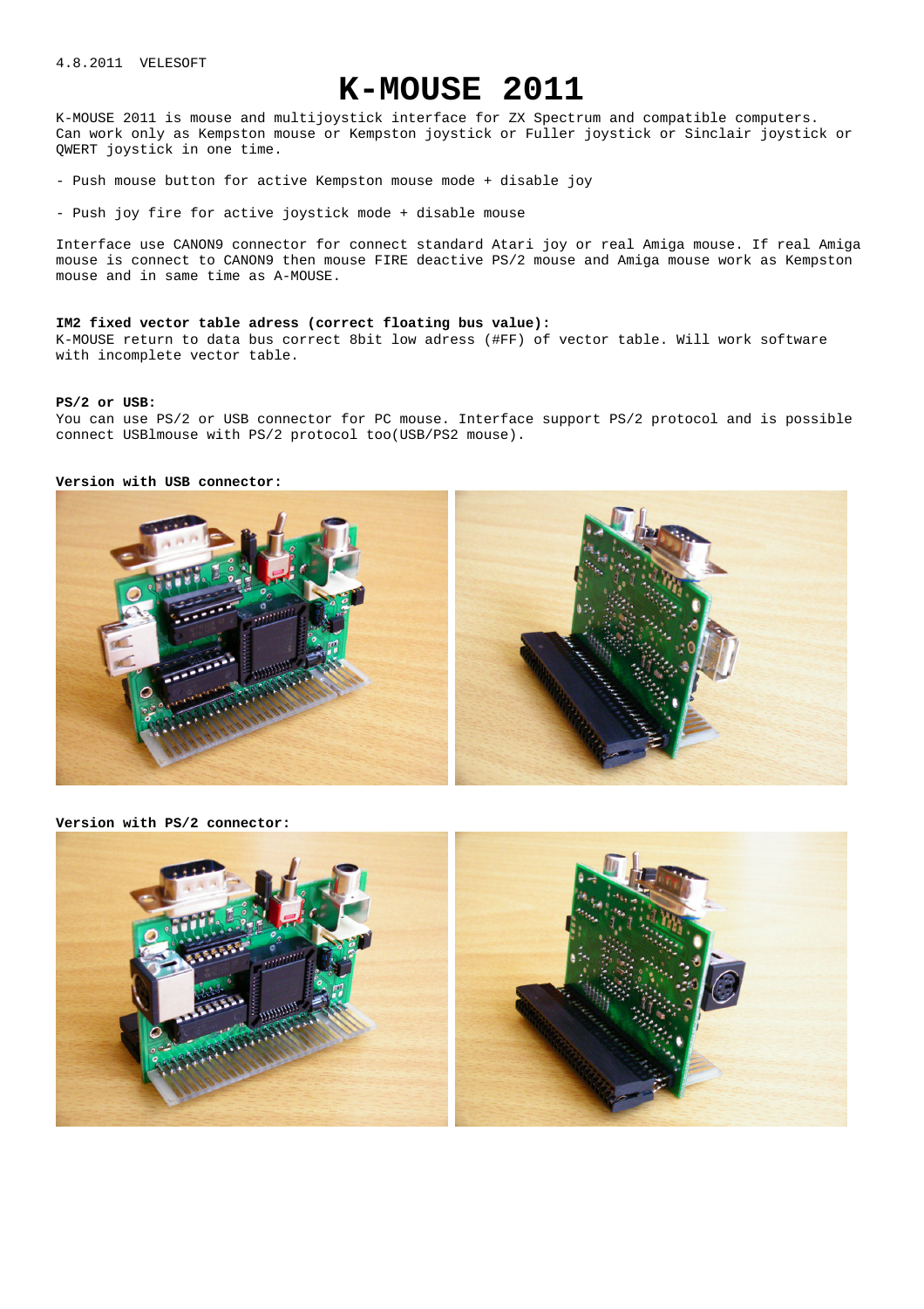4.8.2011  VELESOFT

# K-MOUSE 2011

K-MOUSE 2011 is mouse and multijoystick interface for ZX Spectrum and compatible computers. Can work only as Kempston mouse or Kempston joystick or Fuller joystick or Sinclair joystick or QWERT joystick in one time.

- Push mouse button for active Kempston mouse mode + disable joy

- Push joy fire for active joystick mode + disable mouse

Interface use CANON9 connector for connect standard Atari joy or real Amiga mouse. If real Amiga mouse is connect to CANON9 then mouse FIRE deactive PS/2 mouse and Amiga mouse work as Kempston mouse and in same time as A-MOUSE.

**IM2 fixed vector table adress (correct floating bus value):**
K-MOUSE return to data bus correct 8bit low adress (#FF) of vector table. Will work software with incomplete vector table.

**PS/2 or USB:**
You can use PS/2 or USB connector for PC mouse. Interface support PS/2 protocol and is possible connect USBlmouse with PS/2 protocol too(USB/PS2 mouse).

**Version with USB connector:**

**Version with PS/2 connector:**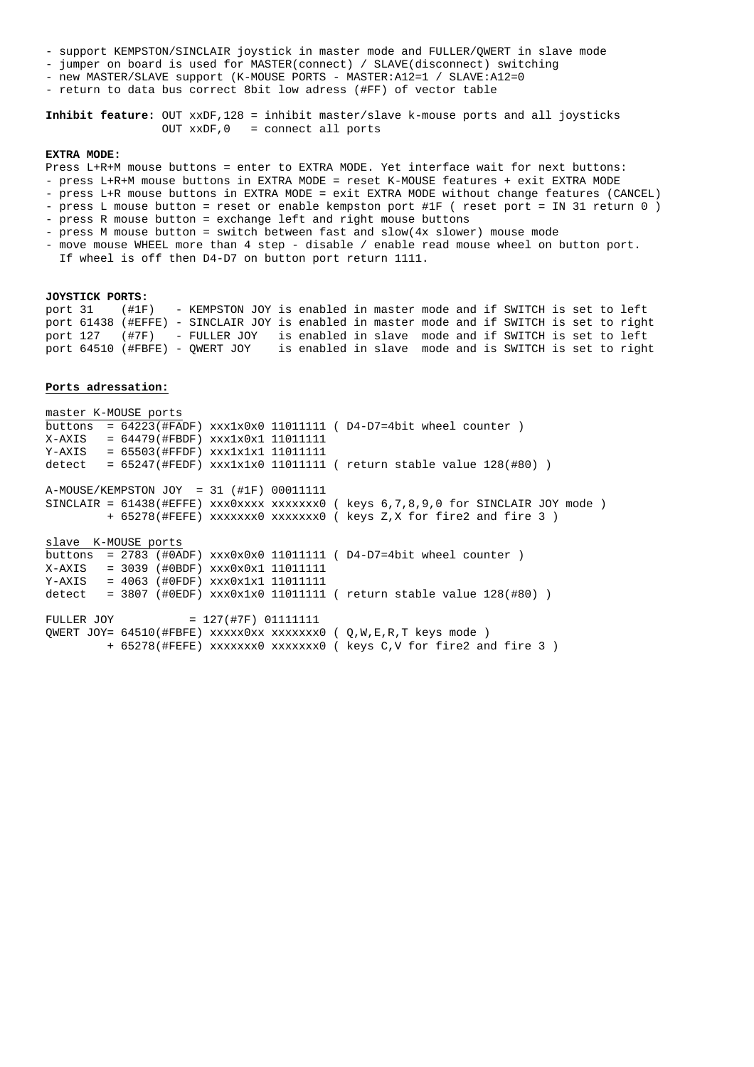- support KEMPSTON/SINCLAIR joystick in master mode and FULLER/QWERT in slave mode
- jumper on board is used for MASTER(connect) / SLAVE(disconnect) switching
- new MASTER/SLAVE support (K-MOUSE PORTS - MASTER:A12=1 / SLAVE:A12=0
- return to data bus correct 8bit low adress (#FF) of vector table

**Inhibit feature:** OUT xxDF,128 = inhibit master/slave k-mouse ports and all joysticks
OUT xxDF,0 = connect all ports

**EXTRA MODE:**

Press L+R+M mouse buttons = enter to EXTRA MODE. Yet interface wait for next buttons:
- press L+R+M mouse buttons in EXTRA MODE = reset K-MOUSE features + exit EXTRA MODE
- press L+R mouse buttons in EXTRA MODE = exit EXTRA MODE without change features (CANCEL)
- press L mouse button = reset or enable kempston port #1F ( reset port = IN 31 return 0 )
- press R mouse button = exchange left and right mouse buttons
- press M mouse button = switch between fast and slow(4x slower) mouse mode
- move mouse WHEEL more than 4 step - disable / enable read mouse wheel on button port.
  If wheel is off then D4-D7 on button port return 1111.

**JOYSTICK PORTS:**

```
port 31    (#1F)   - KEMPSTON JOY is enabled in master mode and if SWITCH is set to left
port 61438 (#EFFE) - SINCLAIR JOY is enabled in master mode and if SWITCH is set to right
port 127   (#7F)   - FULLER JOY   is enabled in slave  mode and if SWITCH is set to left
port 64510 (#FBFE) - QWERT JOY    is enabled in slave  mode and is SWITCH is set to right
```

**Ports adressation:**

master K-MOUSE ports

```
buttons  = 64223(#FADF) xxx1x0x0 11011111 ( D4-D7=4bit wheel counter )
X-AXIS   = 64479(#FBDF) xxx1x0x1 11011111
Y-AXIS   = 65503(#FFDF) xxx1x1x1 11011111
detect   = 65247(#FEDF) xxx1x1x0 11011111 ( return stable value 128(#80) )

A-MOUSE/KEMPSTON JOY  = 31 (#1F) 00011111
SINCLAIR = 61438(#EFFE) xxx0xxxx xxxxxxx0 ( keys 6,7,8,9,0 for SINCLAIR JOY mode )
         + 65278(#FEFE) xxxxxxx0 xxxxxxx0 ( keys Z,X for fire2 and fire 3 )
```

slave K-MOUSE ports

```
buttons  = 2783 (#0ADF) xxx0x0x0 11011111 ( D4-D7=4bit wheel counter )
X-AXIS   = 3039 (#0BDF) xxx0x0x1 11011111
Y-AXIS   = 4063 (#0FDF) xxx0x1x1 11011111
detect   = 3807 (#0EDF) xxx0x1x0 11011111 ( return stable value 128(#80) )

FULLER JOY          = 127(#7F) 01111111
QWERT JOY= 64510(#FBFE) xxxxx0xx xxxxxxx0 ( Q,W,E,R,T keys mode )
         + 65278(#FEFE) xxxxxxx0 xxxxxxx0 ( keys C,V for fire2 and fire 3 )
```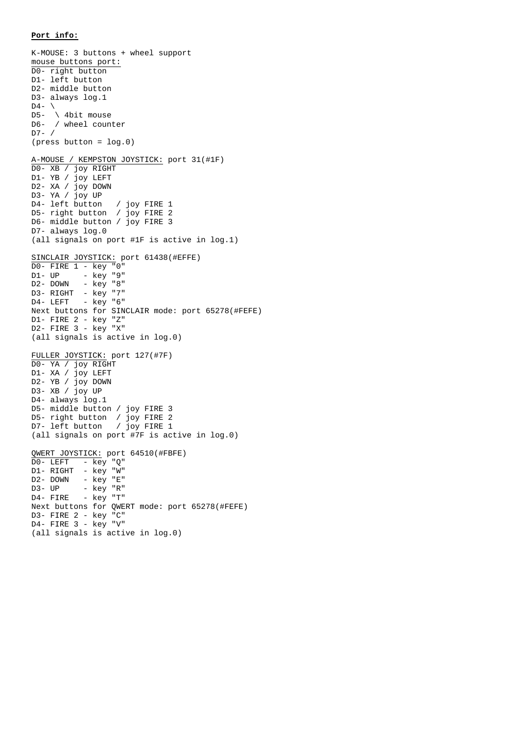**Port info:**

K-MOUSE: 3 buttons + wheel support

mouse buttons port:

```
D0- right button
D1- left button
D2- middle button
D3- always log.1
D4- \
D5-  \ 4bit mouse
D6-  / wheel counter
D7- /
(press button = log.0)
```

A-MOUSE / KEMPSTON JOYSTICK: port 31(#1F)

```
D0- XB / joy RIGHT
D1- YB / joy LEFT
D2- XA / joy DOWN
D3- YA / joy UP
D4- left button   / joy FIRE 1
D5- right button  / joy FIRE 2
D6- middle button / joy FIRE 3
D7- always log.0
(all signals on port #1F is active in log.1)
```

SINCLAIR JOYSTICK: port 61438(#EFFE)

```
D0- FIRE 1 - key "0"
D1- UP     - key "9"
D2- DOWN   - key "8"
D3- RIGHT  - key "7"
D4- LEFT   - key "6"
Next buttons for SINCLAIR mode: port 65278(#FEFE)
D1- FIRE 2 - key "Z"
D2- FIRE 3 - key "X"
(all signals is active in log.0)
```

FULLER JOYSTICK: port 127(#7F)

```
D0- YA / joy RIGHT
D1- XA / joy LEFT
D2- YB / joy DOWN
D3- XB / joy UP
D4- always log.1
D5- middle button / joy FIRE 3
D5- right button  / joy FIRE 2
D7- left button   / joy FIRE 1
(all signals on port #7F is active in log.0)
```

QWERT JOYSTICK: port 64510(#FBFE)

```
D0- LEFT   - key "Q"
D1- RIGHT  - key "W"
D2- DOWN   - key "E"
D3- UP     - key "R"
D4- FIRE   - key "T"
Next buttons for QWERT mode: port 65278(#FEFE)
D3- FIRE 2 - key "C"
D4- FIRE 3 - key "V"
(all signals is active in log.0)
```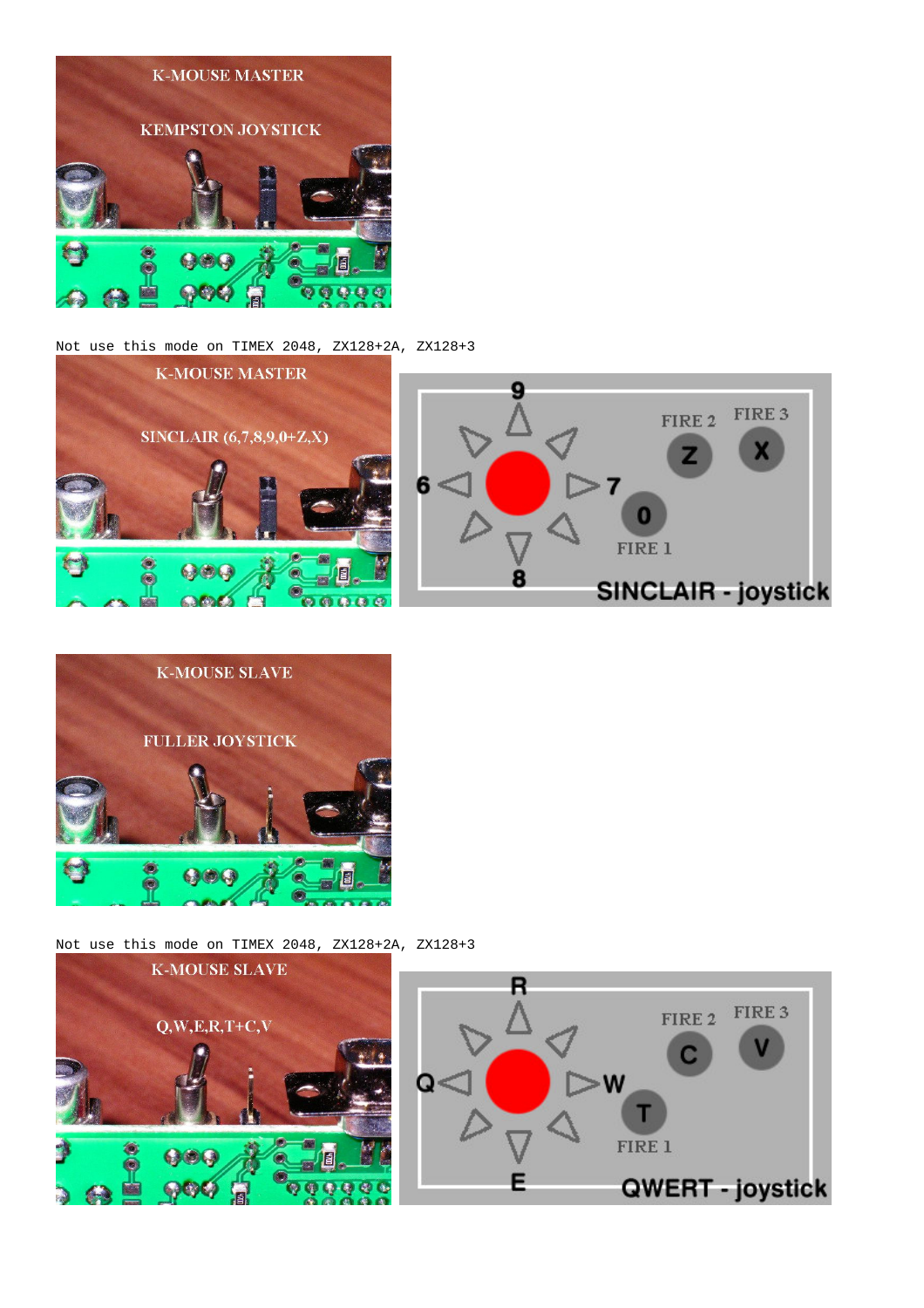K-MOUSE MASTER

KEMPSTON JOYSTICK

Not use this mode on TIMEX 2048, ZX128+2A, ZX128+3

K-MOUSE MASTER

SINCLAIR (6,7,8,9,0+Z,X)

K-MOUSE SLAVE

FULLER JOYSTICK

Not use this mode on TIMEX 2048, ZX128+2A, ZX128+3

K-MOUSE SLAVE

Q,W,E,R,T+C,V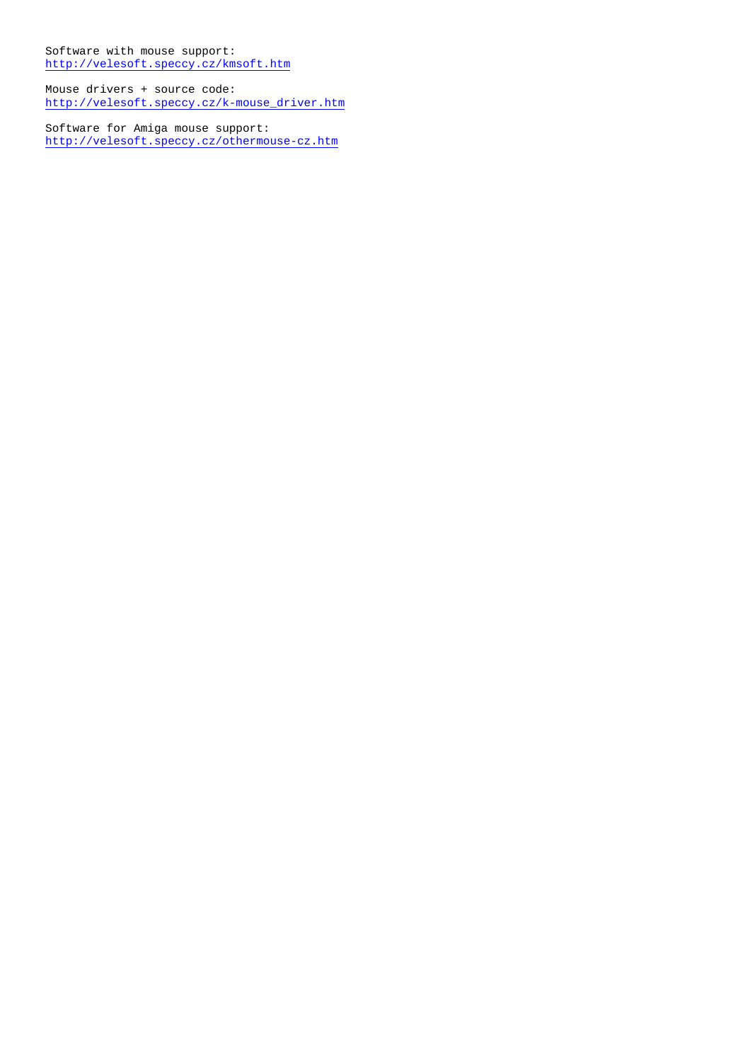Software with mouse support:
http://velesoft.speccy.cz/kmsoft.htm

Mouse drivers + source code:
http://velesoft.speccy.cz/k-mouse_driver.htm

Software for Amiga mouse support:
http://velesoft.speccy.cz/othermouse-cz.htm